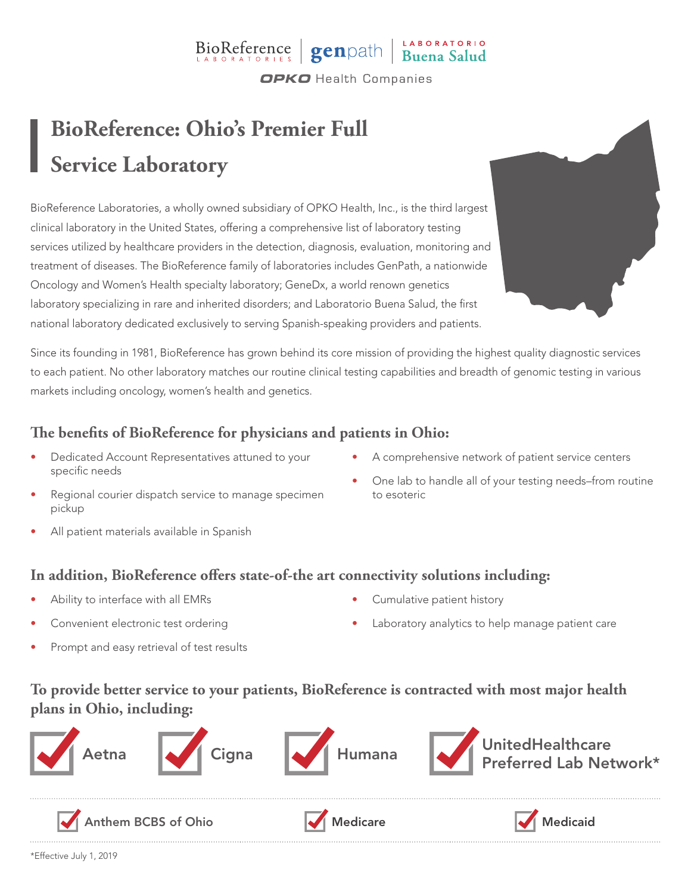BioReference LABORATORIES | genpath | LABORATORIO Buena Salud

OPKO Health Companies

# BioReference: Ohio's Premier Full Service Laboratory

BioReference Laboratories, a wholly owned subsidiary of OPKO Health, Inc., is the third largest clinical laboratory in the United States, offering a comprehensive list of laboratory testing services utilized by healthcare providers in the detection, diagnosis, evaluation, monitoring and treatment of diseases. The BioReference family of laboratories includes GenPath, a nationwide Oncology and Women's Health specialty laboratory; GeneDx, a world renown genetics laboratory specializing in rare and inherited disorders; and Laboratorio Buena Salud, the first national laboratory dedicated exclusively to serving Spanish-speaking providers and patients.

Since its founding in 1981, BioReference has grown behind its core mission of providing the highest quality diagnostic services to each patient. No other laboratory matches our routine clinical testing capabilities and breadth of genomic testing in various markets including oncology, women's health and genetics.

## The benefits of BioReference for physicians and patients in Ohio:

- Dedicated Account Representatives attuned to your specific needs
- Regional courier dispatch service to manage specimen pickup
- All patient materials available in Spanish
- A comprehensive network of patient service centers
- One lab to handle all of your testing needs–from routine to esoteric

## In addition, BioReference offers state-of-the art connectivity solutions including:

- Ability to interface with all EMRs
- Convenient electronic test ordering
- Prompt and easy retrieval of test results
- Cumulative patient history
- Laboratory analytics to help manage patient care

## To provide better service to your patients, BioReference is contracted with most major health plans in Ohio, including:

- ✓ Aetna
- ✓ Cigna
- ✓ Humana
- ✓ UnitedHealthcare Preferred Lab Network*
- ✓ Anthem BCBS of Ohio
- ✓ Medicare
- ✓ Medicaid

*Effective July 1, 2019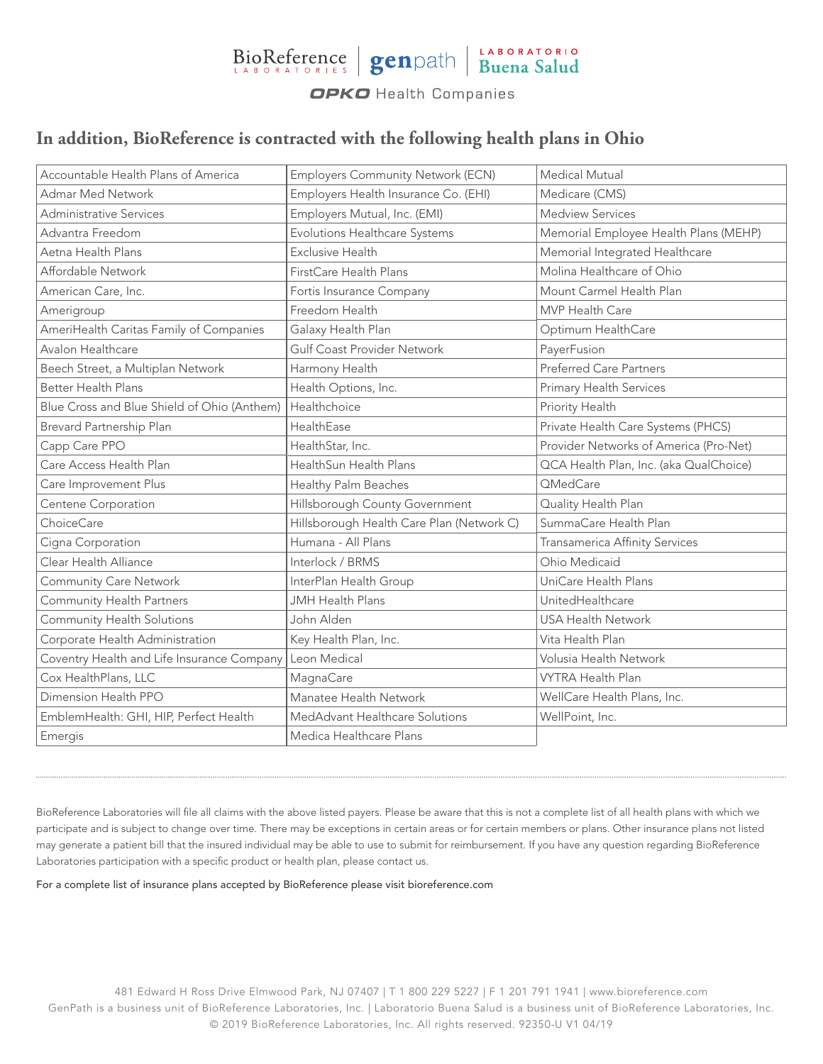BioReference LABORATORIES | genpath | LABORATORIO Buena Salud

OPKO Health Companies

## In addition, BioReference is contracted with the following health plans in Ohio

| | | |
|---|---|---|
| Accountable Health Plans of America | Employers Community Network (ECN) | Medical Mutual |
| Admar Med Network | Employers Health Insurance Co. (EHI) | Medicare (CMS) |
| Administrative Services | Employers Mutual, Inc. (EMI) | Medview Services |
| Advantra Freedom | Evolutions Healthcare Systems | Memorial Employee Health Plans (MEHP) |
| Aetna Health Plans | Exclusive Health | Memorial Integrated Healthcare |
| Affordable Network | FirstCare Health Plans | Molina Healthcare of Ohio |
| American Care, Inc. | Fortis Insurance Company | Mount Carmel Health Plan |
| Amerigroup | Freedom Health | MVP Health Care |
| AmeriHealth Caritas Family of Companies | Galaxy Health Plan | Optimum HealthCare |
| Avalon Healthcare | Gulf Coast Provider Network | PayerFusion |
| Beech Street, a Multiplan Network | Harmony Health | Preferred Care Partners |
| Better Health Plans | Health Options, Inc. | Primary Health Services |
| Blue Cross and Blue Shield of Ohio (Anthem) | Healthchoice | Priority Health |
| Brevard Partnership Plan | HealthEase | Private Health Care Systems (PHCS) |
| Capp Care PPO | HealthStar, Inc. | Provider Networks of America (Pro-Net) |
| Care Access Health Plan | HealthSun Health Plans | QCA Health Plan, Inc. (aka QualChoice) |
| Care Improvement Plus | Healthy Palm Beaches | QMedCare |
| Centene Corporation | Hillsborough County Government | Quality Health Plan |
| ChoiceCare | Hillsborough Health Care Plan (Network C) | SummaCare Health Plan |
| Cigna Corporation | Humana - All Plans | Transamerica Affinity Services |
| Clear Health Alliance | Interlock / BRMS | Ohio Medicaid |
| Community Care Network | InterPlan Health Group | UniCare Health Plans |
| Community Health Partners | JMH Health Plans | UnitedHealthcare |
| Community Health Solutions | John Alden | USA Health Network |
| Corporate Health Administration | Key Health Plan, Inc. | Vita Health Plan |
| Coventry Health and Life Insurance Company | Leon Medical | Volusia Health Network |
| Cox HealthPlans, LLC | MagnaCare | VYTRA Health Plan |
| Dimension Health PPO | Manatee Health Network | WellCare Health Plans, Inc. |
| EmblemHealth: GHI, HIP, Perfect Health | MedAdvant Healthcare Solutions | WellPoint, Inc. |
| Emergis | Medica Healthcare Plans | |

BioReference Laboratories will file all claims with the above listed payers. Please be aware that this is not a complete list of all health plans with which we participate and is subject to change over time. There may be exceptions in certain areas or for certain members or plans. Other insurance plans not listed may generate a patient bill that the insured individual may be able to use to submit for reimbursement. If you have any question regarding BioReference Laboratories participation with a specific product or health plan, please contact us.

For a complete list of insurance plans accepted by BioReference please visit bioreference.com

481 Edward H Ross Drive Elmwood Park, NJ 07407 | T 1 800 229 5227 | F 1 201 791 1941 | www.bioreference.com
GenPath is a business unit of BioReference Laboratories, Inc. | Laboratorio Buena Salud is a business unit of BioReference Laboratories, Inc.
© 2019 BioReference Laboratories, Inc. All rights reserved. 92350-U V1 04/19